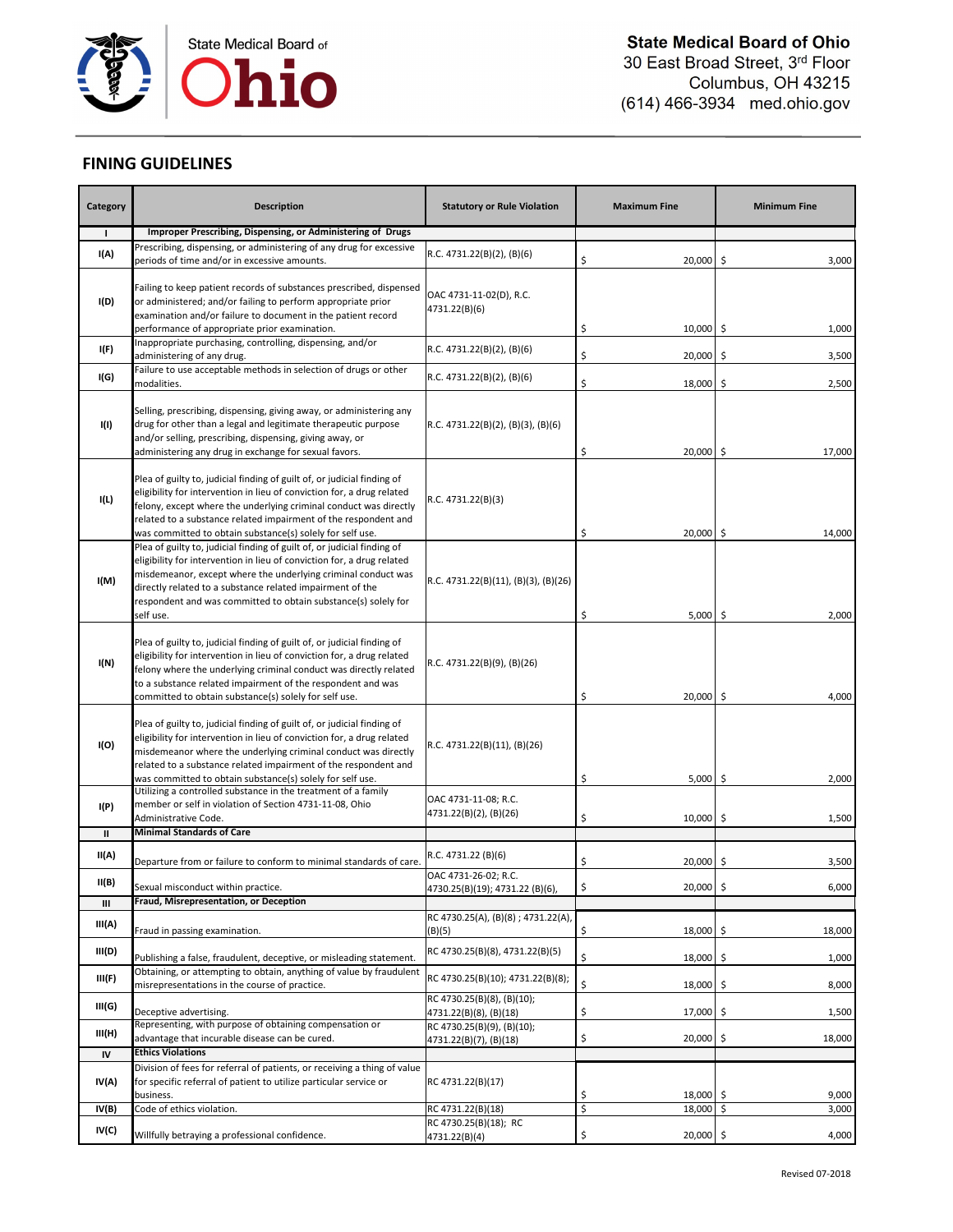State Medical Board of Ohio

**State Medical Board of Ohio**
30 East Broad Street, 3rd Floor
Columbus, OH 43215
(614) 466-3934 med.ohio.gov

## FINING GUIDELINES

| Category | Description | Statutory or Rule Violation | Maximum Fine | Minimum Fine |
|---|---|---|---|---|
| **I** | **Improper Prescribing, Dispensing, or Administering of Drugs** | | | |
| I(A) | Prescribing, dispensing, or administering of any drug for excessive periods of time and/or in excessive amounts. | R.C. 4731.22(B)(2), (B)(6) | $ 20,000 | $ 3,000 |
| I(D) | Failing to keep patient records of substances prescribed, dispensed or administered; and/or failing to perform appropriate prior examination and/or failure to document in the patient record performance of appropriate prior examination. | OAC 4731-11-02(D), R.C. 4731.22(B)(6) | $ 10,000 | $ 1,000 |
| I(F) | Inappropriate purchasing, controlling, dispensing, and/or administering of any drug. | R.C. 4731.22(B)(2), (B)(6) | $ 20,000 | $ 3,500 |
| I(G) | Failure to use acceptable methods in selection of drugs or other modalities. | R.C. 4731.22(B)(2), (B)(6) | $ 18,000 | $ 2,500 |
| I(I) | Selling, prescribing, dispensing, giving away, or administering any drug for other than a legal and legitimate therapeutic purpose and/or selling, prescribing, dispensing, giving away, or administering any drug in exchange for sexual favors. | R.C. 4731.22(B)(2), (B)(3), (B)(6) | $ 20,000 | $ 17,000 |
| I(L) | Plea of guilty to, judicial finding of guilt of, or judicial finding of eligibility for intervention in lieu of conviction for, a drug related felony, except where the underlying criminal conduct was directly related to a substance related impairment of the respondent and was committed to obtain substance(s) solely for self use. | R.C. 4731.22(B)(3) | $ 20,000 | $ 14,000 |
| I(M) | Plea of guilty to, judicial finding of guilt of, or judicial finding of eligibility for intervention in lieu of conviction for, a drug related misdemeanor, except where the underlying criminal conduct was directly related to a substance related impairment of the respondent and was committed to obtain substance(s) solely for self use. | R.C. 4731.22(B)(11), (B)(3), (B)(26) | $ 5,000 | $ 2,000 |
| I(N) | Plea of guilty to, judicial finding of guilt of, or judicial finding of eligibility for intervention in lieu of conviction for, a drug related felony where the underlying criminal conduct was directly related to a substance related impairment of the respondent and was committed to obtain substance(s) solely for self use. | R.C. 4731.22(B)(9), (B)(26) | $ 20,000 | $ 4,000 |
| I(O) | Plea of guilty to, judicial finding of guilt of, or judicial finding of eligibility for intervention in lieu of conviction for, a drug related misdemeanor where the underlying criminal conduct was directly related to a substance related impairment of the respondent and was committed to obtain substance(s) solely for self use. | R.C. 4731.22(B)(11), (B)(26) | $ 5,000 | $ 2,000 |
| I(P) | Utilizing a controlled substance in the treatment of a family member or self in violation of Section 4731-11-08, Ohio Administrative Code. | OAC 4731-11-08; R.C. 4731.22(B)(2), (B)(26) | $ 10,000 | $ 1,500 |
| **II** | **Minimal Standards of Care** | | | |
| II(A) | Departure from or failure to conform to minimal standards of care. | R.C. 4731.22 (B)(6) | $ 20,000 | $ 3,500 |
| II(B) | Sexual misconduct within practice. | OAC 4731-26-02; R.C. 4730.25(B)(19); 4731.22 (B)(6), | $ 20,000 | $ 6,000 |
| **III** | **Fraud, Misrepresentation, or Deception** | | | |
| III(A) | Fraud in passing examination. | RC 4730.25(A), (B)(8) ; 4731.22(A), (B)(5) | $ 18,000 | $ 18,000 |
| III(D) | Publishing a false, fraudulent, deceptive, or misleading statement. | RC 4730.25(B)(8), 4731.22(B)(5) | $ 18,000 | $ 1,000 |
| III(F) | Obtaining, or attempting to obtain, anything of value by fraudulent misrepresentations in the course of practice. | RC 4730.25(B)(10); 4731.22(B)(8); | $ 18,000 | $ 8,000 |
| III(G) | Deceptive advertising. | RC 4730.25(B)(8), (B)(10); 4731.22(B)(8), (B)(18) | $ 17,000 | $ 1,500 |
| III(H) | Representing, with purpose of obtaining compensation or advantage that incurable disease can be cured. | RC 4730.25(B)(9), (B)(10); 4731.22(B)(7), (B)(18) | $ 20,000 | $ 18,000 |
| **IV** | **Ethics Violations** | | | |
| IV(A) | Division of fees for referral of patients, or receiving a thing of value for specific referral of patient to utilize particular service or business. | RC 4731.22(B)(17) | $ 18,000 | $ 9,000 |
| IV(B) | Code of ethics violation. | RC 4731.22(B)(18) | $ 18,000 | $ 3,000 |
| IV(C) | Willfully betraying a professional confidence. | RC 4730.25(B)(18); RC 4731.22(B)(4) | $ 20,000 | $ 4,000 |

Revised 07-2018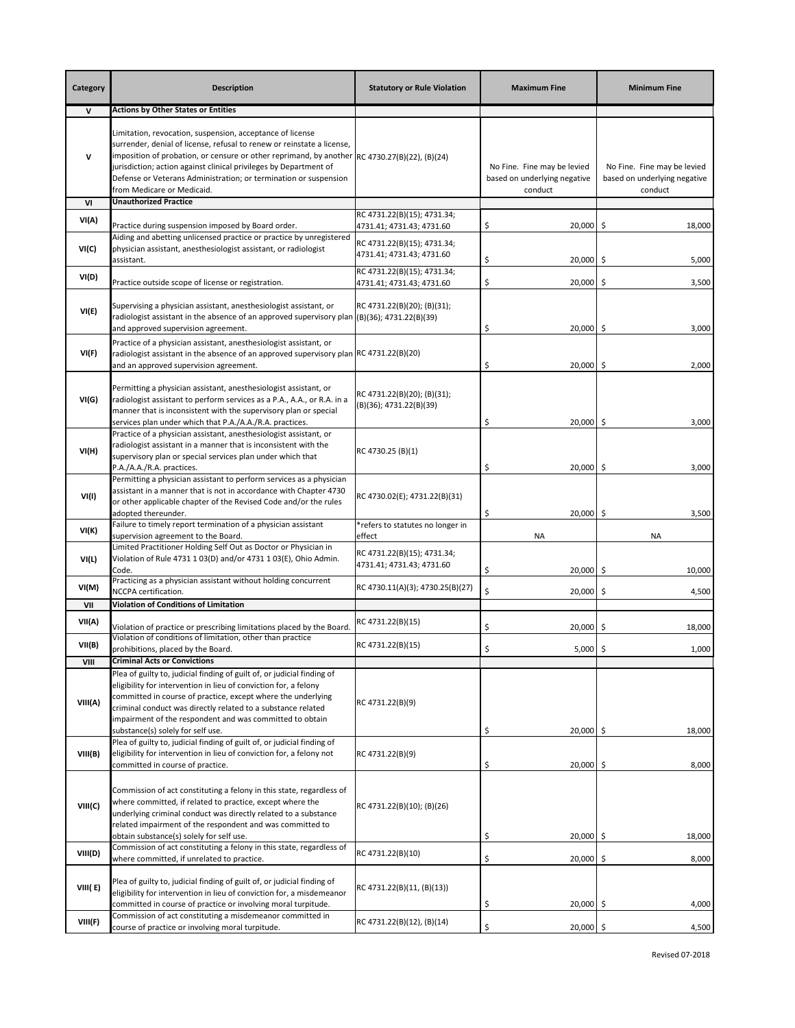| Category | Description | Statutory or Rule Violation | Maximum Fine | Minimum Fine |
|---|---|---|---|---|
| V | **Actions by Other States or Entities** | | | |
| V | Limitation, revocation, suspension, acceptance of license surrender, denial of license, refusal to renew or reinstate a license, imposition of probation, or censure or other reprimand, by another jurisdiction; action against clinical privileges by Department of Defense or Veterans Administration; or termination or suspension from Medicare or Medicaid. | RC 4730.27(B)(22), (B)(24) | No Fine. Fine may be levied based on underlying negative conduct | No Fine. Fine may be levied based on underlying negative conduct |
| VI | **Unauthorized Practice** | | | |
| VI(A) | Practice during suspension imposed by Board order. | RC 4731.22(B)(15); 4731.34; 4731.41; 4731.43; 4731.60 | $ 20,000 | $ 18,000 |
| VI(C) | Aiding and abetting unlicensed practice or practice by unregistered physician assistant, anesthesiologist assistant, or radiologist assistant. | RC 4731.22(B)(15); 4731.34; 4731.41; 4731.43; 4731.60 | $ 20,000 | $ 5,000 |
| VI(D) | Practice outside scope of license or registration. | RC 4731.22(B)(15); 4731.34; 4731.41; 4731.43; 4731.60 | $ 20,000 | $ 3,500 |
| VI(E) | Supervising a physician assistant, anesthesiologist assistant, or radiologist assistant in the absence of an approved supervisory plan and approved supervision agreement. | RC 4731.22(B)(20); (B)(31); (B)(36); 4731.22(B)(39) | $ 20,000 | $ 3,000 |
| VI(F) | Practice of a physician assistant, anesthesiologist assistant, or radiologist assistant in the absence of an approved supervisory plan and an approved supervision agreement. | RC 4731.22(B)(20) | $ 20,000 | $ 2,000 |
| VI(G) | Permitting a physician assistant, anesthesiologist assistant, or radiologist assistant to perform services as a P.A., A.A., or R.A. in a manner that is inconsistent with the supervisory plan or special services plan under which that P.A./A.A./R.A. practices. | RC 4731.22(B)(20); (B)(31); (B)(36); 4731.22(B)(39) | $ 20,000 | $ 3,000 |
| VI(H) | Practice of a physician assistant, anesthesiologist assistant, or radiologist assistant in a manner that is inconsistent with the supervisory plan or special services plan under which that P.A./A.A./R.A. practices. | RC 4730.25 (B)(1) | $ 20,000 | $ 3,000 |
| VI(I) | Permitting a physician assistant to perform services as a physician assistant in a manner that is not in accordance with Chapter 4730 or other applicable chapter of the Revised Code and/or the rules adopted thereunder. | RC 4730.02(E); 4731.22(B)(31) | $ 20,000 | $ 3,500 |
| VI(K) | Failure to timely report termination of a physician assistant supervision agreement to the Board. | *refers to statutes no longer in effect | NA | NA |
| VI(L) | Limited Practitioner Holding Self Out as Doctor or Physician in Violation of Rule 4731 1 03(D) and/or 4731 1 03(E), Ohio Admin. Code. | RC 4731.22(B)(15); 4731.34; 4731.41; 4731.43; 4731.60 | $ 20,000 | $ 10,000 |
| VI(M) | Practicing as a physician assistant without holding concurrent NCCPA certification. | RC 4730.11(A)(3); 4730.25(B)(27) | $ 20,000 | $ 4,500 |
| VII | **Violation of Conditions of Limitation** | | | |
| VII(A) | Violation of practice or prescribing limitations placed by the Board. | RC 4731.22(B)(15) | $ 20,000 | $ 18,000 |
| VII(B) | Violation of conditions of limitation, other than practice prohibitions, placed by the Board. | RC 4731.22(B)(15) | $ 5,000 | $ 1,000 |
| VIII | **Criminal Acts or Convictions** | | | |
| VIII(A) | Plea of guilty to, judicial finding of guilt of, or judicial finding of eligibility for intervention in lieu of conviction for, a felony committed in course of practice, except where the underlying criminal conduct was directly related to a substance related impairment of the respondent and was committed to obtain substance(s) solely for self use. | RC 4731.22(B)(9) | $ 20,000 | $ 18,000 |
| VIII(B) | Plea of guilty to, judicial finding of guilt of, or judicial finding of eligibility for intervention in lieu of conviction for, a felony not committed in course of practice. | RC 4731.22(B)(9) | $ 20,000 | $ 8,000 |
| VIII(C) | Commission of act constituting a felony in this state, regardless of where committed, if related to practice, except where the underlying criminal conduct was directly related to a substance related impairment of the respondent and was committed to obtain substance(s) solely for self use. | RC 4731.22(B)(10); (B)(26) | $ 20,000 | $ 18,000 |
| VIII(D) | Commission of act constituting a felony in this state, regardless of where committed, if unrelated to practice. | RC 4731.22(B)(10) | $ 20,000 | $ 8,000 |
| VIII( E) | Plea of guilty to, judicial finding of guilt of, or judicial finding of eligibility for intervention in lieu of conviction for, a misdemeanor committed in course of practice or involving moral turpitude. | RC 4731.22(B)(11, (B)(13)) | $ 20,000 | $ 4,000 |
| VIII(F) | Commission of act constituting a misdemeanor committed in course of practice or involving moral turpitude. | RC 4731.22(B)(12), (B)(14) | $ 20,000 | $ 4,500 |

Revised 07-2018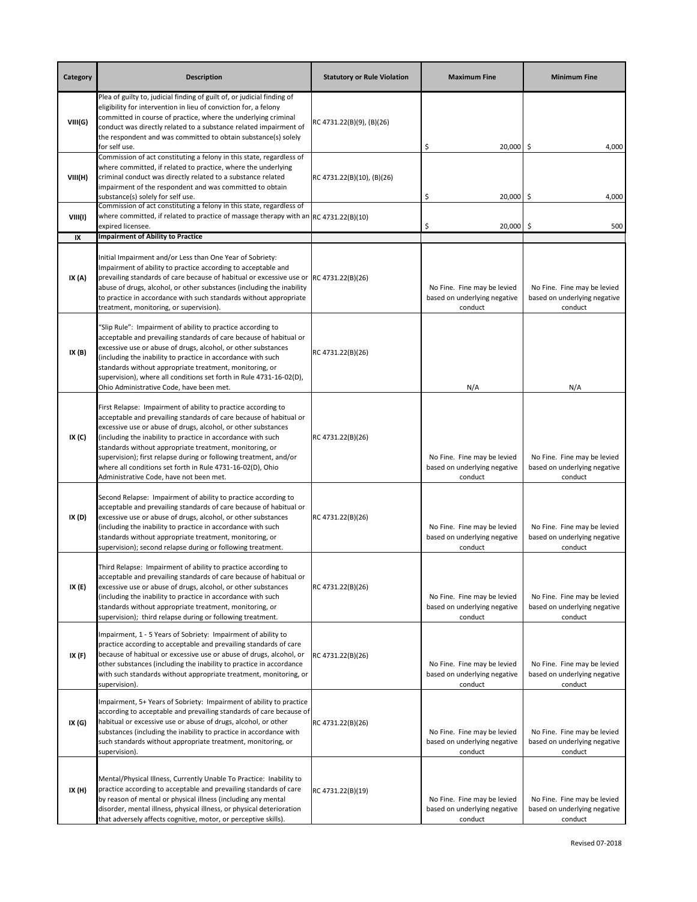| Category | Description | Statutory or Rule Violation | Maximum Fine | Minimum Fine |
|---|---|---|---|---|
| VIII(G) | Plea of guilty to, judicial finding of guilt of, or judicial finding of eligibility for intervention in lieu of conviction for, a felony committed in course of practice, where the underlying criminal conduct was directly related to a substance related impairment of the respondent and was committed to obtain substance(s) solely for self use. | RC 4731.22(B)(9), (B)(26) | $ 20,000 | $ 4,000 |
| VIII(H) | Commission of act constituting a felony in this state, regardless of where committed, if related to practice, where the underlying criminal conduct was directly related to a substance related impairment of the respondent and was committed to obtain substance(s) solely for self use. | RC 4731.22(B)(10), (B)(26) | $ 20,000 | $ 4,000 |
| VIII(I) | Commission of act constituting a felony in this state, regardless of where committed, if related to practice of massage therapy with an expired licensee. | RC 4731.22(B)(10) | $ 20,000 | $ 500 |
| **IX** | **Impairment of Ability to Practice** | | | |
| IX (A) | Initial Impairment and/or Less than One Year of Sobriety: Impairment of ability to practice according to acceptable and prevailing standards of care because of habitual or excessive use or abuse of drugs, alcohol, or other substances (including the inability to practice in accordance with such standards without appropriate treatment, monitoring, or supervision). | RC 4731.22(B)(26) | No Fine. Fine may be levied based on underlying negative conduct | No Fine. Fine may be levied based on underlying negative conduct |
| IX (B) | "Slip Rule": Impairment of ability to practice according to acceptable and prevailing standards of care because of habitual or excessive use or abuse of drugs, alcohol, or other substances (including the inability to practice in accordance with such standards without appropriate treatment, monitoring, or supervision), where all conditions set forth in Rule 4731-16-02(D), Ohio Administrative Code, have been met. | RC 4731.22(B)(26) | N/A | N/A |
| IX (C) | First Relapse: Impairment of ability to practice according to acceptable and prevailing standards of care because of habitual or excessive use or abuse of drugs, alcohol, or other substances (including the inability to practice in accordance with such standards without appropriate treatment, monitoring, or supervision); first relapse during or following treatment, and/or where all conditions set forth in Rule 4731-16-02(D), Ohio Administrative Code, have not been met. | RC 4731.22(B)(26) | No Fine. Fine may be levied based on underlying negative conduct | No Fine. Fine may be levied based on underlying negative conduct |
| IX (D) | Second Relapse: Impairment of ability to practice according to acceptable and prevailing standards of care because of habitual or excessive use or abuse of drugs, alcohol, or other substances (including the inability to practice in accordance with such standards without appropriate treatment, monitoring, or supervision); second relapse during or following treatment. | RC 4731.22(B)(26) | No Fine. Fine may be levied based on underlying negative conduct | No Fine. Fine may be levied based on underlying negative conduct |
| IX (E) | Third Relapse: Impairment of ability to practice according to acceptable and prevailing standards of care because of habitual or excessive use or abuse of drugs, alcohol, or other substances (including the inability to practice in accordance with such standards without appropriate treatment, monitoring, or supervision); third relapse during or following treatment. | RC 4731.22(B)(26) | No Fine. Fine may be levied based on underlying negative conduct | No Fine. Fine may be levied based on underlying negative conduct |
| IX (F) | Impairment, 1 - 5 Years of Sobriety: Impairment of ability to practice according to acceptable and prevailing standards of care because of habitual or excessive use or abuse of drugs, alcohol, or other substances (including the inability to practice in accordance with such standards without appropriate treatment, monitoring, or supervision). | RC 4731.22(B)(26) | No Fine. Fine may be levied based on underlying negative conduct | No Fine. Fine may be levied based on underlying negative conduct |
| IX (G) | Impairment, 5+ Years of Sobriety: Impairment of ability to practice according to acceptable and prevailing standards of care because of habitual or excessive use or abuse of drugs, alcohol, or other substances (including the inability to practice in accordance with such standards without appropriate treatment, monitoring, or supervision). | RC 4731.22(B)(26) | No Fine. Fine may be levied based on underlying negative conduct | No Fine. Fine may be levied based on underlying negative conduct |
| IX (H) | Mental/Physical Illness, Currently Unable To Practice: Inability to practice according to acceptable and prevailing standards of care by reason of mental or physical illness (including any mental disorder, mental illness, physical illness, or physical deterioration that adversely affects cognitive, motor, or perceptive skills). | RC 4731.22(B)(19) | No Fine. Fine may be levied based on underlying negative conduct | No Fine. Fine may be levied based on underlying negative conduct |

Revised 07-2018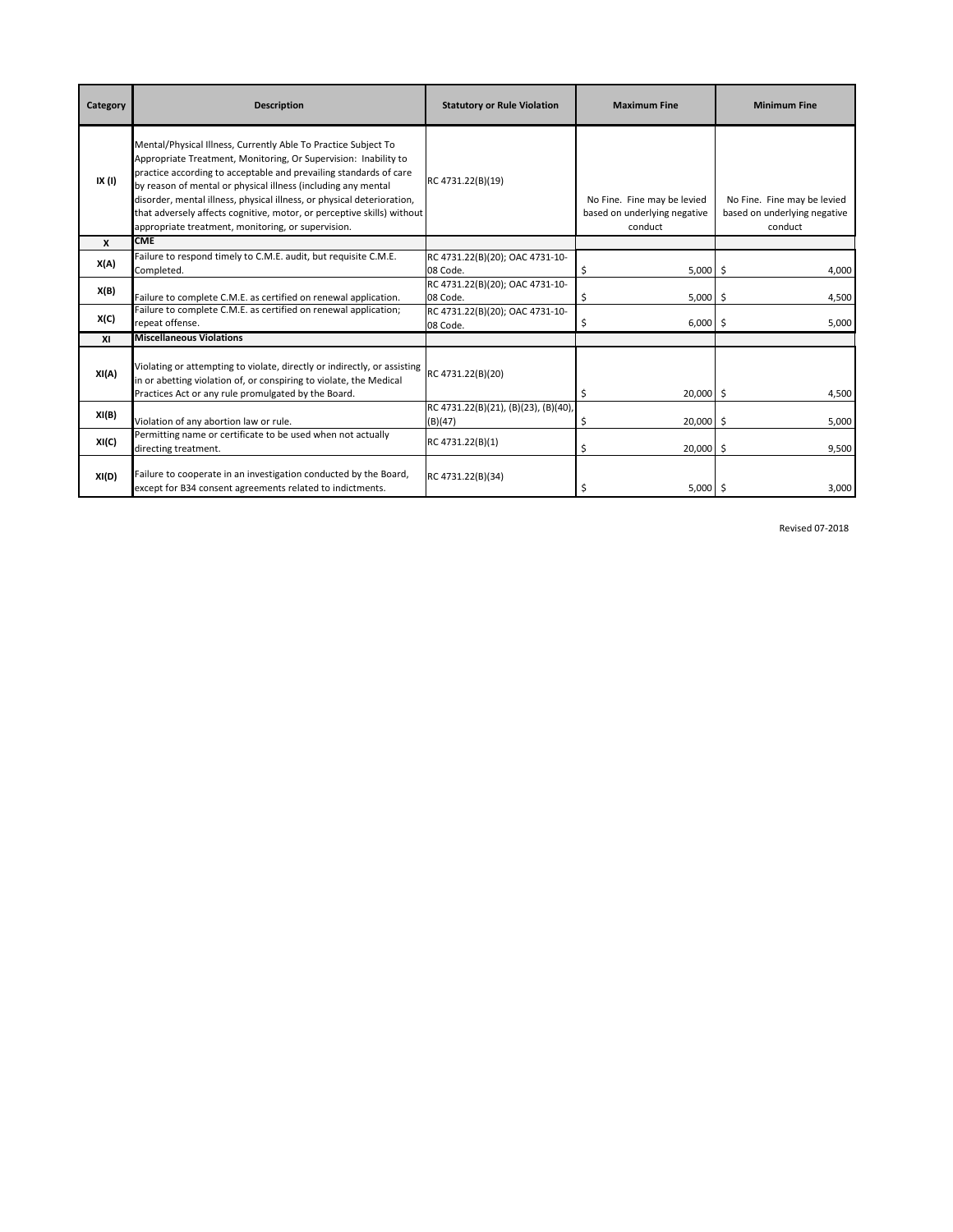| Category | Description | Statutory or Rule Violation | Maximum Fine | Minimum Fine |
|---|---|---|---|---|
| IX (I) | Mental/Physical Illness, Currently Able To Practice Subject To Appropriate Treatment, Monitoring, Or Supervision: Inability to practice according to acceptable and prevailing standards of care by reason of mental or physical illness (including any mental disorder, mental illness, physical illness, or physical deterioration, that adversely affects cognitive, motor, or perceptive skills) without appropriate treatment, monitoring, or supervision. | RC 4731.22(B)(19) | No Fine. Fine may be levied based on underlying negative conduct | No Fine. Fine may be levied based on underlying negative conduct |
| X | CME | | | |
| X(A) | Failure to respond timely to C.M.E. audit, but requisite C.M.E. Completed. | RC 4731.22(B)(20); OAC 4731-10-08 Code. | $ 5,000 | $ 4,000 |
| X(B) | Failure to complete C.M.E. as certified on renewal application. | RC 4731.22(B)(20); OAC 4731-10-08 Code. | $ 5,000 | $ 4,500 |
| X(C) | Failure to complete C.M.E. as certified on renewal application; repeat offense. | RC 4731.22(B)(20); OAC 4731-10-08 Code. | $ 6,000 | $ 5,000 |
| XI | Miscellaneous Violations | | | |
| XI(A) | Violating or attempting to violate, directly or indirectly, or assisting in or abetting violation of, or conspiring to violate, the Medical Practices Act or any rule promulgated by the Board. | RC 4731.22(B)(20) | $ 20,000 | $ 4,500 |
| XI(B) | Violation of any abortion law or rule. | RC 4731.22(B)(21), (B)(23), (B)(40), (B)(47) | $ 20,000 | $ 5,000 |
| XI(C) | Permitting name or certificate to be used when not actually directing treatment. | RC 4731.22(B)(1) | $ 20,000 | $ 9,500 |
| XI(D) | Failure to cooperate in an investigation conducted by the Board, except for B34 consent agreements related to indictments. | RC 4731.22(B)(34) | $ 5,000 | $ 3,000 |

Revised 07-2018